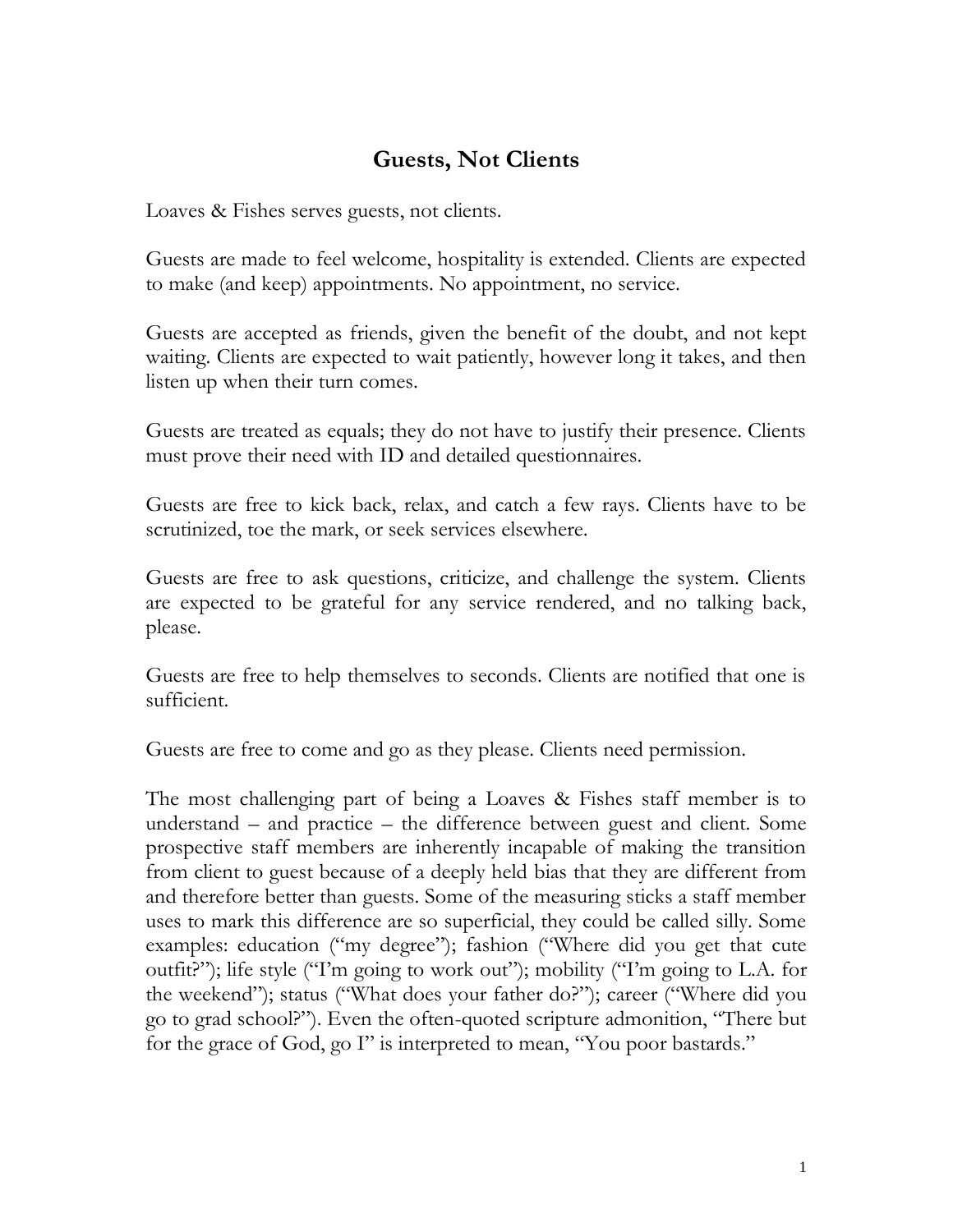# Guests, Not Clients

Loaves & Fishes serves guests, not clients.

Guests are made to feel welcome, hospitality is extended. Clients are expected to make (and keep) appointments. No appointment, no service.

Guests are accepted as friends, given the benefit of the doubt, and not kept waiting. Clients are expected to wait patiently, however long it takes, and then listen up when their turn comes.

Guests are treated as equals; they do not have to justify their presence. Clients must prove their need with ID and detailed questionnaires.

Guests are free to kick back, relax, and catch a few rays. Clients have to be scrutinized, toe the mark, or seek services elsewhere.

Guests are free to ask questions, criticize, and challenge the system. Clients are expected to be grateful for any service rendered, and no talking back, please.

Guests are free to help themselves to seconds. Clients are notified that one is sufficient.

Guests are free to come and go as they please. Clients need permission.

The most challenging part of being a Loaves & Fishes staff member is to understand – and practice – the difference between guest and client. Some prospective staff members are inherently incapable of making the transition from client to guest because of a deeply held bias that they are different from and therefore better than guests. Some of the measuring sticks a staff member uses to mark this difference are so superficial, they could be called silly. Some examples: education ("my degree"); fashion ("Where did you get that cute outfit?"); life style ("I'm going to work out"); mobility ("I'm going to L.A. for the weekend"); status ("What does your father do?"); career ("Where did you go to grad school?"). Even the often-quoted scripture admonition, "There but for the grace of God, go I" is interpreted to mean, "You poor bastards."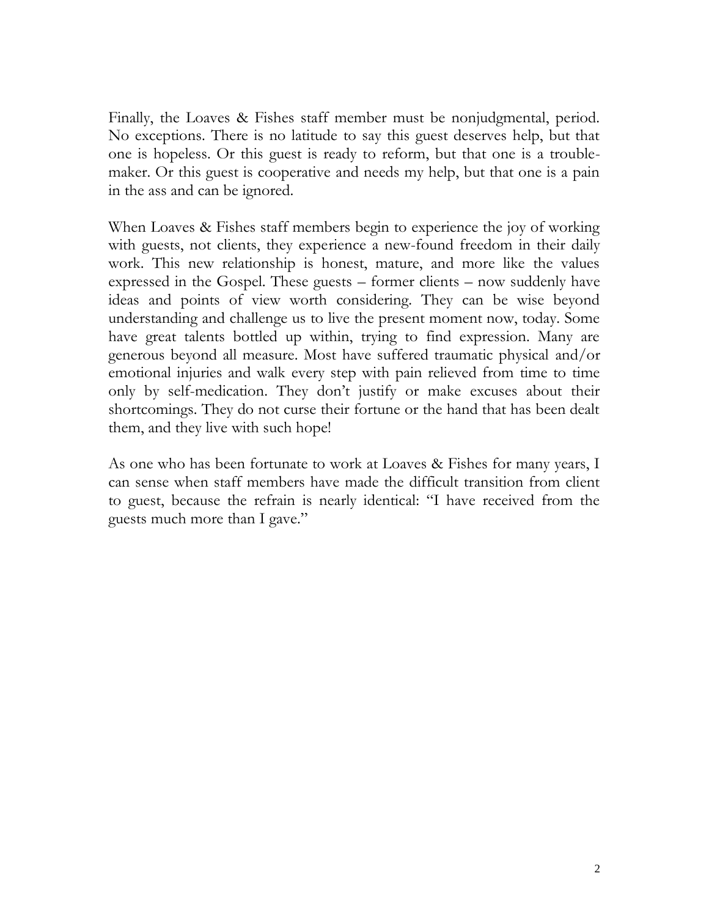Finally, the Loaves & Fishes staff member must be nonjudgmental, period. No exceptions. There is no latitude to say this guest deserves help, but that one is hopeless. Or this guest is ready to reform, but that one is a trouble-maker. Or this guest is cooperative and needs my help, but that one is a pain in the ass and can be ignored.

When Loaves & Fishes staff members begin to experience the joy of working with guests, not clients, they experience a new-found freedom in their daily work. This new relationship is honest, mature, and more like the values expressed in the Gospel. These guests – former clients – now suddenly have ideas and points of view worth considering. They can be wise beyond understanding and challenge us to live the present moment now, today. Some have great talents bottled up within, trying to find expression. Many are generous beyond all measure. Most have suffered traumatic physical and/or emotional injuries and walk every step with pain relieved from time to time only by self-medication. They don't justify or make excuses about their shortcomings. They do not curse their fortune or the hand that has been dealt them, and they live with such hope!

As one who has been fortunate to work at Loaves & Fishes for many years, I can sense when staff members have made the difficult transition from client to guest, because the refrain is nearly identical: "I have received from the guests much more than I gave."